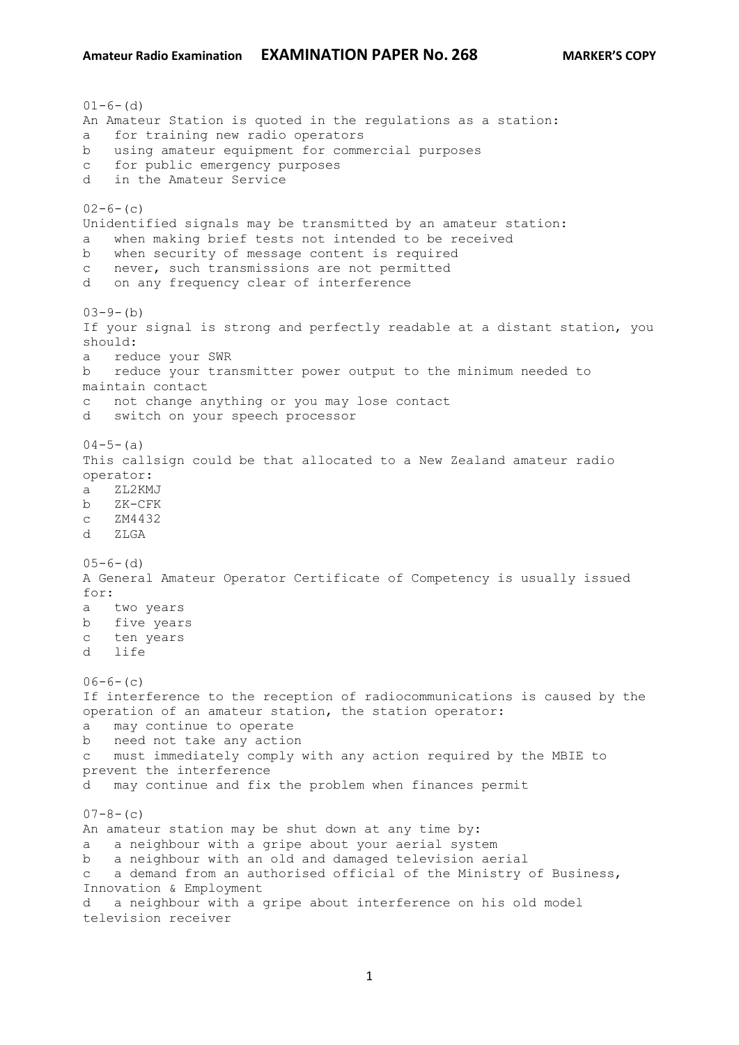01-6-(d)
An Amateur Station is quoted in the regulations as a station:
a   for training new radio operators
b   using amateur equipment for commercial purposes
c   for public emergency purposes
d   in the Amateur Service

02-6-(c)
Unidentified signals may be transmitted by an amateur station:
a   when making brief tests not intended to be received
b   when security of message content is required
c   never, such transmissions are not permitted
d   on any frequency clear of interference

03-9-(b)
If your signal is strong and perfectly readable at a distant station, you should:
a   reduce your SWR
b   reduce your transmitter power output to the minimum needed to maintain contact
c   not change anything or you may lose contact
d   switch on your speech processor

04-5-(a)
This callsign could be that allocated to a New Zealand amateur radio operator:
a   ZL2KMJ
b   ZK-CFK
c   ZM4432
d   ZLGA

05-6-(d)
A General Amateur Operator Certificate of Competency is usually issued for:
a   two years
b   five years
c   ten years
d   life

06-6-(c)
If interference to the reception of radiocommunications is caused by the operation of an amateur station, the station operator:
a   may continue to operate
b   need not take any action
c   must immediately comply with any action required by the MBIE to prevent the interference
d   may continue and fix the problem when finances permit

07-8-(c)
An amateur station may be shut down at any time by:
a   a neighbour with a gripe about your aerial system
b   a neighbour with an old and damaged television aerial
c   a demand from an authorised official of the Ministry of Business, Innovation & Employment
d   a neighbour with a gripe about interference on his old model television receiver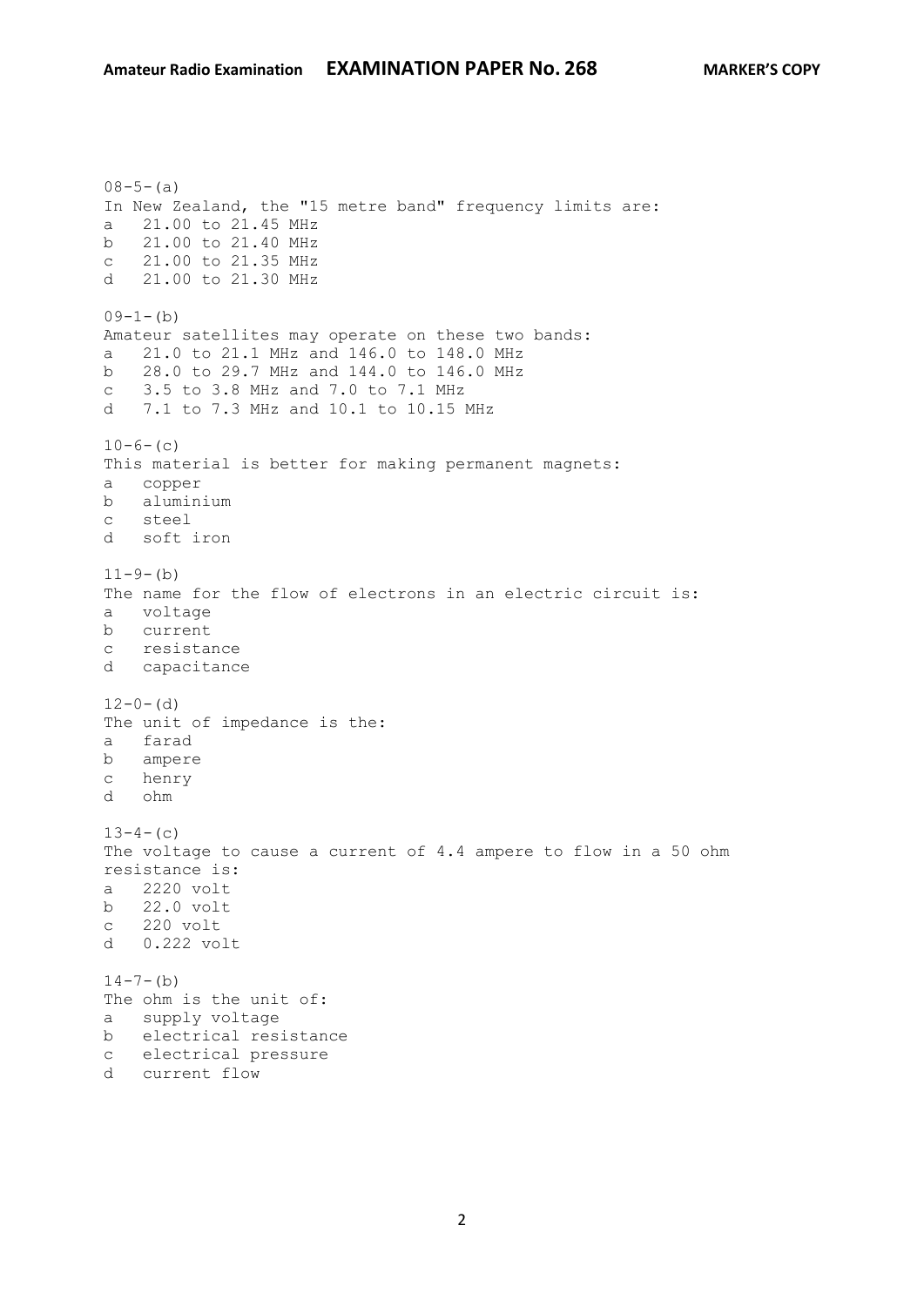08-5-(a)
In New Zealand, the "15 metre band" frequency limits are:
a   21.00 to 21.45 MHz
b   21.00 to 21.40 MHz
c   21.00 to 21.35 MHz
d   21.00 to 21.30 MHz

09-1-(b)
Amateur satellites may operate on these two bands:
a   21.0 to 21.1 MHz and 146.0 to 148.0 MHz
b   28.0 to 29.7 MHz and 144.0 to 146.0 MHz
c   3.5 to 3.8 MHz and 7.0 to 7.1 MHz
d   7.1 to 7.3 MHz and 10.1 to 10.15 MHz

10-6-(c)
This material is better for making permanent magnets:
a   copper
b   aluminium
c   steel
d   soft iron

11-9-(b)
The name for the flow of electrons in an electric circuit is:
a   voltage
b   current
c   resistance
d   capacitance

12-0-(d)
The unit of impedance is the:
a   farad
b   ampere
c   henry
d   ohm

13-4-(c)
The voltage to cause a current of 4.4 ampere to flow in a 50 ohm resistance is:
a   2220 volt
b   22.0 volt
c   220 volt
d   0.222 volt

14-7-(b)
The ohm is the unit of:
a   supply voltage
b   electrical resistance
c   electrical pressure
d   current flow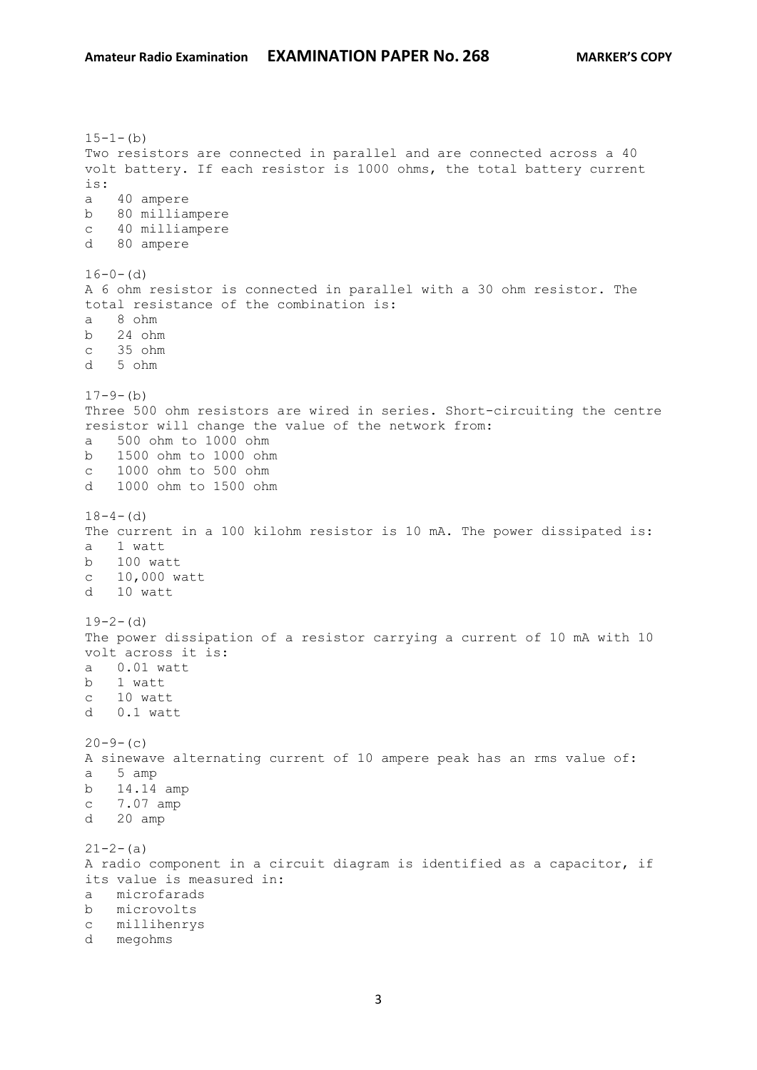15-1-(b)
Two resistors are connected in parallel and are connected across a 40 volt battery. If each resistor is 1000 ohms, the total battery current is:

a 40 ampere
b 80 milliampere
c 40 milliampere
d 80 ampere

16-0-(d)
A 6 ohm resistor is connected in parallel with a 30 ohm resistor. The total resistance of the combination is:

a 8 ohm
b 24 ohm
c 35 ohm
d 5 ohm

17-9-(b)
Three 500 ohm resistors are wired in series. Short-circuiting the centre resistor will change the value of the network from:

a 500 ohm to 1000 ohm
b 1500 ohm to 1000 ohm
c 1000 ohm to 500 ohm
d 1000 ohm to 1500 ohm

18-4-(d)
The current in a 100 kilohm resistor is 10 mA. The power dissipated is:

a 1 watt
b 100 watt
c 10,000 watt
d 10 watt

19-2-(d)
The power dissipation of a resistor carrying a current of 10 mA with 10 volt across it is:

a 0.01 watt
b 1 watt
c 10 watt
d 0.1 watt

20-9-(c)
A sinewave alternating current of 10 ampere peak has an rms value of:

a 5 amp
b 14.14 amp
c 7.07 amp
d 20 amp

21-2-(a)
A radio component in a circuit diagram is identified as a capacitor, if its value is measured in:

a microfarads
b microvolts
c millihenrys
d megohms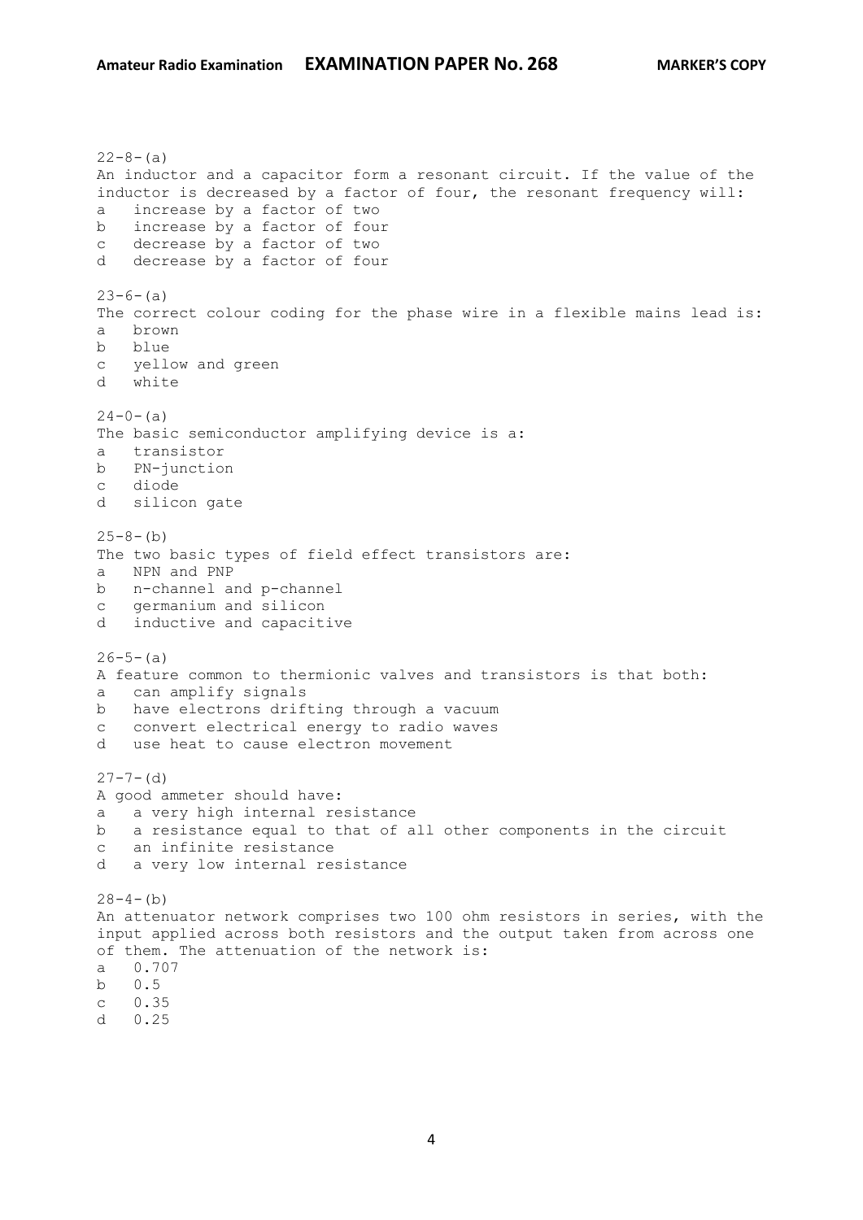22-8-(a)
An inductor and a capacitor form a resonant circuit. If the value of the inductor is decreased by a factor of four, the resonant frequency will:

a increase by a factor of two
b increase by a factor of four
c decrease by a factor of two
d decrease by a factor of four

23-6-(a)
The correct colour coding for the phase wire in a flexible mains lead is:

a brown
b blue
c yellow and green
d white

24-0-(a)
The basic semiconductor amplifying device is a:

a transistor
b PN-junction
c diode
d silicon gate

25-8-(b)
The two basic types of field effect transistors are:

a NPN and PNP
b n-channel and p-channel
c germanium and silicon
d inductive and capacitive

26-5-(a)
A feature common to thermionic valves and transistors is that both:

a can amplify signals
b have electrons drifting through a vacuum
c convert electrical energy to radio waves
d use heat to cause electron movement

27-7-(d)
A good ammeter should have:

a a very high internal resistance
b a resistance equal to that of all other components in the circuit
c an infinite resistance
d a very low internal resistance

28-4-(b)
An attenuator network comprises two 100 ohm resistors in series, with the input applied across both resistors and the output taken from across one of them. The attenuation of the network is:

a 0.707
b 0.5
c 0.35
d 0.25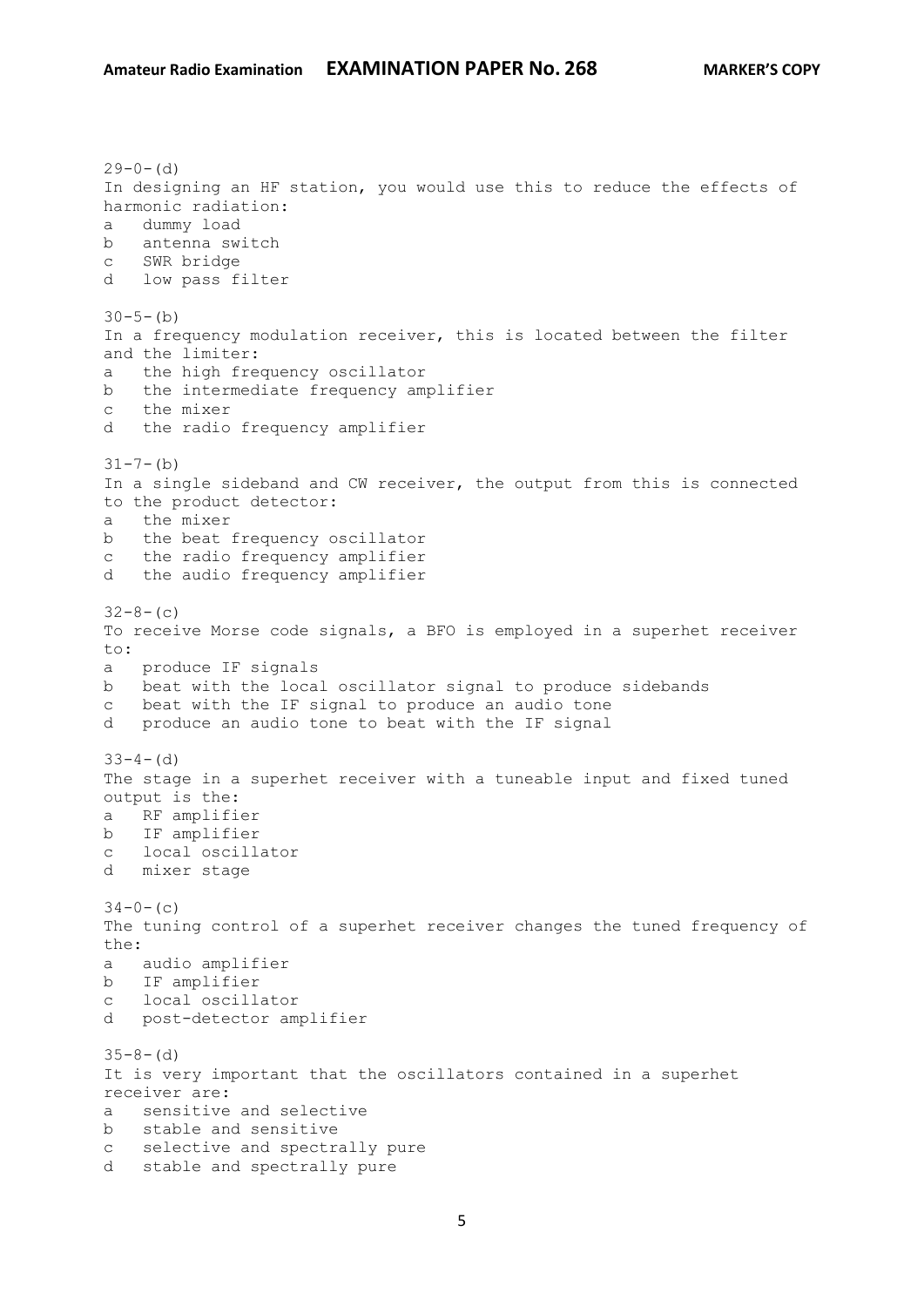29-0-(d)
In designing an HF station, you would use this to reduce the effects of harmonic radiation:
a dummy load
b antenna switch
c SWR bridge
d low pass filter

30-5-(b)
In a frequency modulation receiver, this is located between the filter and the limiter:
a the high frequency oscillator
b the intermediate frequency amplifier
c the mixer
d the radio frequency amplifier

31-7-(b)
In a single sideband and CW receiver, the output from this is connected to the product detector:
a the mixer
b the beat frequency oscillator
c the radio frequency amplifier
d the audio frequency amplifier

32-8-(c)
To receive Morse code signals, a BFO is employed in a superhet receiver to:
a produce IF signals
b beat with the local oscillator signal to produce sidebands
c beat with the IF signal to produce an audio tone
d produce an audio tone to beat with the IF signal

33-4-(d)
The stage in a superhet receiver with a tuneable input and fixed tuned output is the:
a RF amplifier
b IF amplifier
c local oscillator
d mixer stage

34-0-(c)
The tuning control of a superhet receiver changes the tuned frequency of the:
a audio amplifier
b IF amplifier
c local oscillator
d post-detector amplifier

35-8-(d)
It is very important that the oscillators contained in a superhet receiver are:
a sensitive and selective
b stable and sensitive
c selective and spectrally pure
d stable and spectrally pure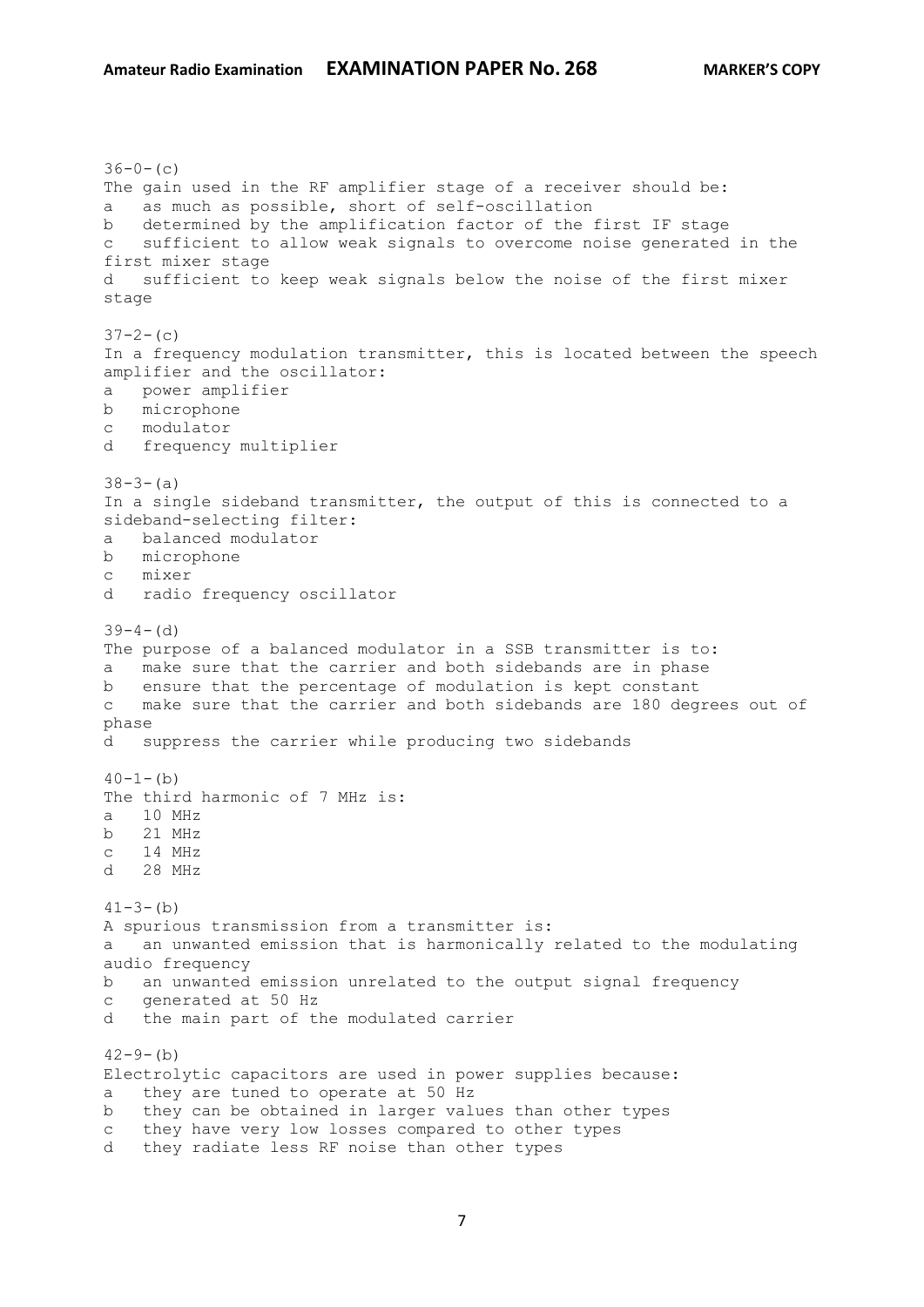36-0-(c)
The gain used in the RF amplifier stage of a receiver should be:
a   as much as possible, short of self-oscillation
b   determined by the amplification factor of the first IF stage
c   sufficient to allow weak signals to overcome noise generated in the first mixer stage
d   sufficient to keep weak signals below the noise of the first mixer stage

37-2-(c)
In a frequency modulation transmitter, this is located between the speech amplifier and the oscillator:
a   power amplifier
b   microphone
c   modulator
d   frequency multiplier

38-3-(a)
In a single sideband transmitter, the output of this is connected to a sideband-selecting filter:
a   balanced modulator
b   microphone
c   mixer
d   radio frequency oscillator

39-4-(d)
The purpose of a balanced modulator in a SSB transmitter is to:
a   make sure that the carrier and both sidebands are in phase
b   ensure that the percentage of modulation is kept constant
c   make sure that the carrier and both sidebands are 180 degrees out of phase
d   suppress the carrier while producing two sidebands

40-1-(b)
The third harmonic of 7 MHz is:
a   10 MHz
b   21 MHz
c   14 MHz
d   28 MHz

41-3-(b)
A spurious transmission from a transmitter is:
a   an unwanted emission that is harmonically related to the modulating audio frequency
b   an unwanted emission unrelated to the output signal frequency
c   generated at 50 Hz
d   the main part of the modulated carrier

42-9-(b)
Electrolytic capacitors are used in power supplies because:
a   they are tuned to operate at 50 Hz
b   they can be obtained in larger values than other types
c   they have very low losses compared to other types
d   they radiate less RF noise than other types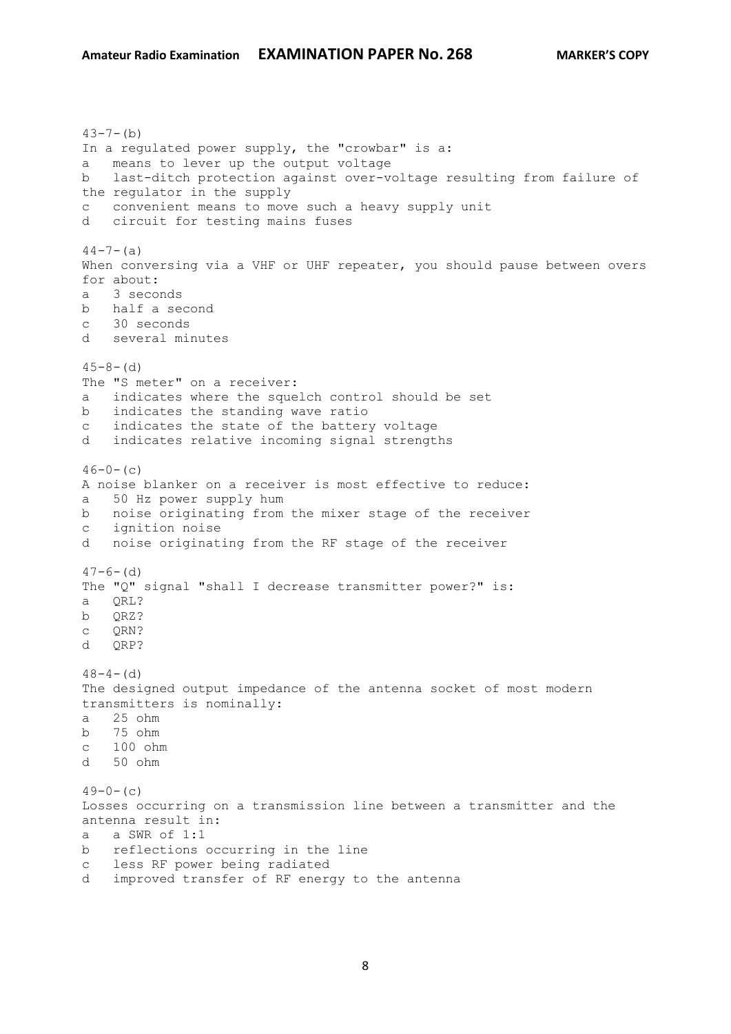43-7-(b)
In a regulated power supply, the "crowbar" is a:
a   means to lever up the output voltage
b   last-ditch protection against over-voltage resulting from failure of the regulator in the supply
c   convenient means to move such a heavy supply unit
d   circuit for testing mains fuses

44-7-(a)
When conversing via a VHF or UHF repeater, you should pause between overs for about:
a   3 seconds
b   half a second
c   30 seconds
d   several minutes

45-8-(d)
The "S meter" on a receiver:
a   indicates where the squelch control should be set
b   indicates the standing wave ratio
c   indicates the state of the battery voltage
d   indicates relative incoming signal strengths

46-0-(c)
A noise blanker on a receiver is most effective to reduce:
a   50 Hz power supply hum
b   noise originating from the mixer stage of the receiver
c   ignition noise
d   noise originating from the RF stage of the receiver

47-6-(d)
The "Q" signal "shall I decrease transmitter power?" is:
a   QRL?
b   QRZ?
c   QRN?
d   QRP?

48-4-(d)
The designed output impedance of the antenna socket of most modern transmitters is nominally:
a   25 ohm
b   75 ohm
c   100 ohm
d   50 ohm

49-0-(c)
Losses occurring on a transmission line between a transmitter and the antenna result in:
a   a SWR of 1:1
b   reflections occurring in the line
c   less RF power being radiated
d   improved transfer of RF energy to the antenna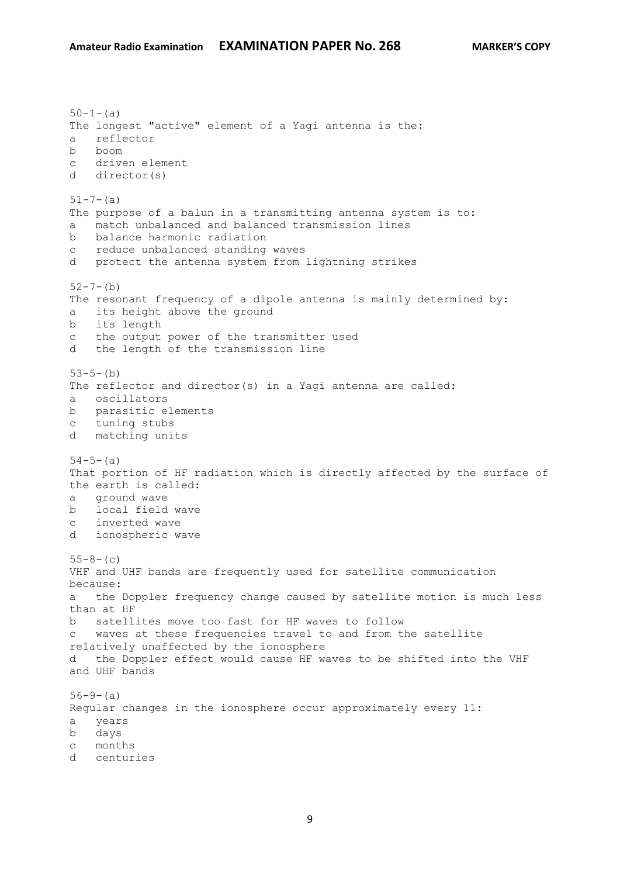50-1-(a)
The longest "active" element of a Yagi antenna is the:
a   reflector
b   boom
c   driven element
d   director(s)

51-7-(a)
The purpose of a balun in a transmitting antenna system is to:
a   match unbalanced and balanced transmission lines
b   balance harmonic radiation
c   reduce unbalanced standing waves
d   protect the antenna system from lightning strikes

52-7-(b)
The resonant frequency of a dipole antenna is mainly determined by:
a   its height above the ground
b   its length
c   the output power of the transmitter used
d   the length of the transmission line

53-5-(b)
The reflector and director(s) in a Yagi antenna are called:
a   oscillators
b   parasitic elements
c   tuning stubs
d   matching units

54-5-(a)
That portion of HF radiation which is directly affected by the surface of the earth is called:
a   ground wave
b   local field wave
c   inverted wave
d   ionospheric wave

55-8-(c)
VHF and UHF bands are frequently used for satellite communication because:
a   the Doppler frequency change caused by satellite motion is much less than at HF
b   satellites move too fast for HF waves to follow
c   waves at these frequencies travel to and from the satellite relatively unaffected by the ionosphere
d   the Doppler effect would cause HF waves to be shifted into the VHF and UHF bands

56-9-(a)
Regular changes in the ionosphere occur approximately every 11:
a   years
b   days
c   months
d   centuries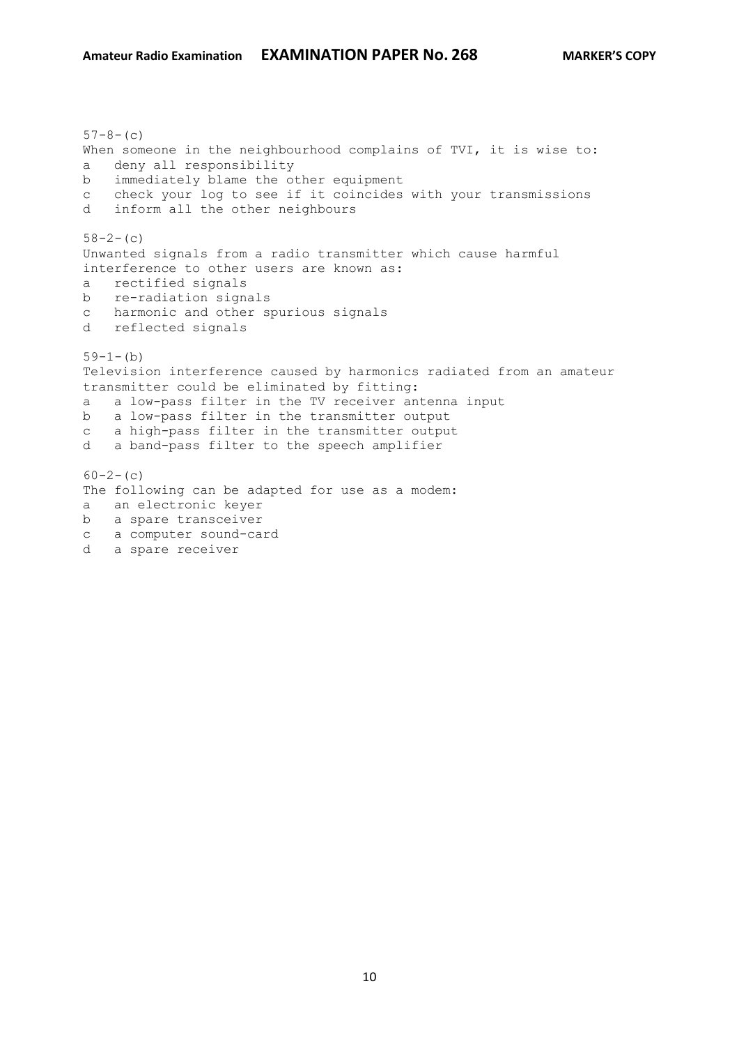57-8-(c)
When someone in the neighbourhood complains of TVI, it is wise to:

a deny all responsibility
b immediately blame the other equipment
c check your log to see if it coincides with your transmissions
d inform all the other neighbours

58-2-(c)
Unwanted signals from a radio transmitter which cause harmful interference to other users are known as:

a rectified signals
b re-radiation signals
c harmonic and other spurious signals
d reflected signals

59-1-(b)
Television interference caused by harmonics radiated from an amateur transmitter could be eliminated by fitting:

a a low-pass filter in the TV receiver antenna input
b a low-pass filter in the transmitter output
c a high-pass filter in the transmitter output
d a band-pass filter to the speech amplifier

60-2-(c)
The following can be adapted for use as a modem:

a an electronic keyer
b a spare transceiver
c a computer sound-card
d a spare receiver